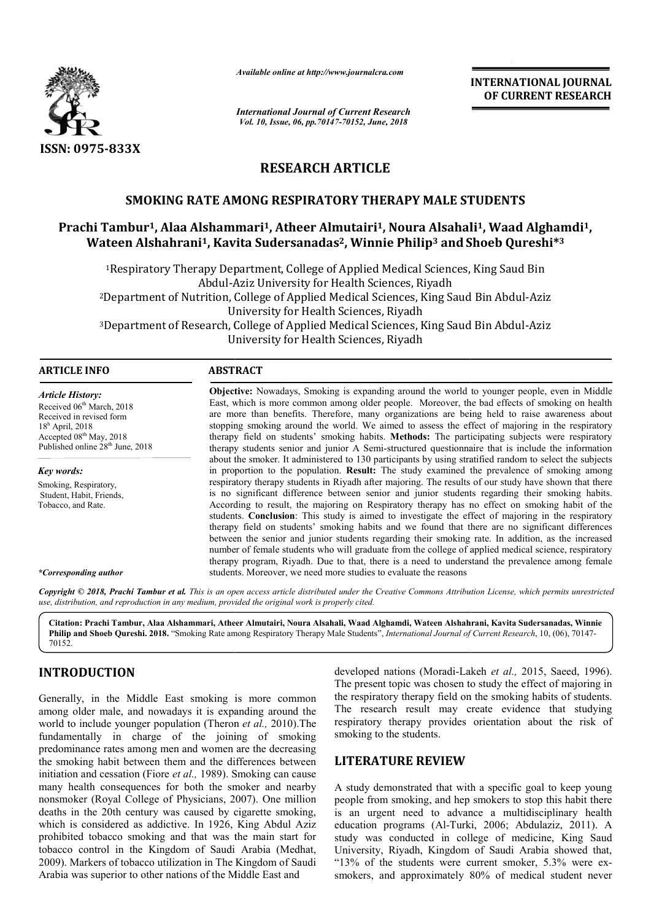ISSN: 0975-833X

*Available online at http://www.journalcra.com*

*International Journal of Current Research*
*Vol. 10, Issue, 06, pp.70147-70152, June, 2018*

**INTERNATIONAL JOURNAL OF CURRENT RESEARCH**

# RESEARCH ARTICLE

## SMOKING RATE AMONG RESPIRATORY THERAPY MALE STUDENTS

**Prachi Tambur[1], Alaa Alshammari[1], Atheer Almutairi[1], Noura Alsahali[1], Waad Alghamdi[1], Wateen Alshahrani[1], Kavita Sudersanadas[2], Winnie Philip[3] and Shoeb Qureshi*[3]**

[1]Respiratory Therapy Department, College of Applied Medical Sciences, King Saud Bin Abdul-Aziz University for Health Sciences, Riyadh

[2]Department of Nutrition, College of Applied Medical Sciences, King Saud Bin Abdul-Aziz University for Health Sciences, Riyadh

[3]Department of Research, College of Applied Medical Sciences, King Saud Bin Abdul-Aziz University for Health Sciences, Riyadh

**ARTICLE INFO**

*Article History:*
Received 06th March, 2018
Received in revised form 18th April, 2018
Accepted 08th May, 2018
Published online 28th June, 2018

*Key words:*
Smoking, Respiratory, Student, Habit, Friends, Tobacco, and Rate.

*\*Corresponding author*

**ABSTRACT**

**Objective:** Nowadays, Smoking is expanding around the world to younger people, even in Middle East, which is more common among older people. Moreover, the bad effects of smoking on health are more than benefits. Therefore, many organizations are being held to raise awareness about stopping smoking around the world. We aimed to assess the effect of majoring in the respiratory therapy field on students' smoking habits. **Methods:** The participating subjects were respiratory therapy students senior and junior A Semi-structured questionnaire that is include the information about the smoker. It administered to 130 participants by using stratified random to select the subjects in proportion to the population. **Result:** The study examined the prevalence of smoking among respiratory therapy students in Riyadh after majoring. The results of our study have shown that there is no significant difference between senior and junior students regarding their smoking habits. According to result, the majoring on Respiratory therapy has no effect on smoking habit of the students. **Conclusion**: This study is aimed to investigate the effect of majoring in the respiratory therapy field on students' smoking habits and we found that there are no significant differences between the senior and junior students regarding their smoking rate. In addition, as the increased number of female students who will graduate from the college of applied medical sciences, respiratory therapy program, Riyadh. Due to that, there is a need to understand the prevalence among female students. Moreover, we need more studies to evaluate the reasons

*Copyright © 2018, Prachi Tambur et al. This is an open access article distributed under the Creative Commons Attribution License, which permits unrestricted use, distribution, and reproduction in any medium, provided the original work is properly cited.*

**Citation: Prachi Tambur, Alaa Alshammari, Atheer Almutairi, Noura Alsahali, Waad Alghamdi, Wateen Alshahrani, Kavita Sudersanadas, Winnie Philip and Shoeb Qureshi. 2018.** "Smoking Rate among Respiratory Therapy Male Students", *International Journal of Current Research*, 10, (06), 70147-70152.

## INTRODUCTION

Generally, in the Middle East smoking is more common among older male, and nowadays it is expanding around the world to include younger population (Theron *et al.,* 2010).The fundamentally in charge of the joining of smoking predominance rates among men and women are the decreasing the smoking habit between them and the differences between initiation and cessation (Fiore *et al.,* 1989). Smoking can cause many health consequences for both the smoker and nearby nonsmoker (Royal College of Physicians, 2007). One million deaths in the 20th century was caused by cigarette smoking, which is considered as addictive. In 1926, King Abdul Aziz prohibited tobacco smoking and that was the main start for tobacco control in the Kingdom of Saudi Arabia (Medhat, 2009). Markers of tobacco utilization in The Kingdom of Saudi Arabia was superior to other nations of the Middle East and developed nations (Moradi-Lakeh *et al.,* 2015, Saeed, 1996). The present topic was chosen to study the effect of majoring in the respiratory therapy field on the smoking habits of students. The research result may create evidence that studying respiratory therapy provides orientation about the risk of smoking to the students.

## LITERATURE REVIEW

A study demonstrated that with a specific goal to keep young people from smoking, and hep smokers to stop this habit there is an urgent need to advance a multidisciplinary health education programs (Al-Turki, 2006; Abdulaziz, 2011). A study was conducted in college of medicine, King Saud University, Riyadh, Kingdom of Saudi Arabia showed that, "13% of the students were current smoker, 5.3% were ex-smokers, and approximately 80% of medical student never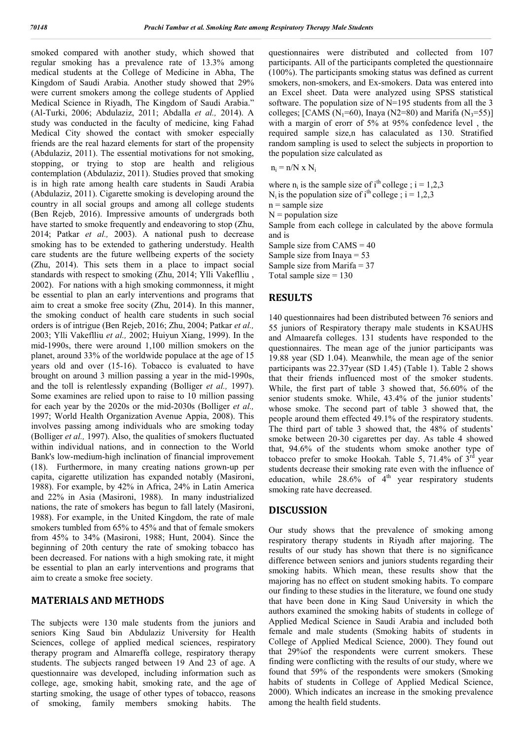smoked compared with another study, which showed that regular smoking has a prevalence rate of 13.3% among medical students at the College of Medicine in Abha, The Kingdom of Saudi Arabia. Another study showed that 29% were current smokers among the college students of Applied Medical Science in Riyadh, The Kingdom of Saudi Arabia." (Al-Turki, 2006; Abdulaziz, 2011; Abdalla *et al.,* 2014). A study was conducted in the faculty of medicine, king Fahad Medical City showed the contact with smoker especially friends are the real hazard elements for start of the propensity (Abdulaziz, 2011). The essential motivations for not smoking, stopping, or trying to stop are health and religious contemplation (Abdulaziz, 2011). Studies proved that smoking is in high rate among health care students in Saudi Arabia (Abdulaziz, 2011). Cigarette smoking is developing around the country in all social groups and among all college students (Ben Rejeb, 2016). Impressive amounts of undergrads both have started to smoke frequently and endeavoring to stop (Zhu, 2014; Patkar *et al.,* 2003). A national push to decrease smoking has to be extended to gathering understudy. Health care students are the future wellbeing experts of the society (Zhu, 2014). This sets them in a place to impact social standards with respect to smoking (Zhu, 2014; Ylli Vakeflliu , 2002). For nations with a high smoking commonness, it might be essential to plan an early interventions and programs that aim to creat a smoke free socity (Zhu, 2014). In this manner, the smoking conduct of health care students in such social orders is of intrigue (Ben Rejeb, 2016; Zhu, 2004; Patkar *et al.,* 2003; Ylli Vakeflliu *et al.,* 2002; Huiyun Xiang, 1999). In the mid-1990s, there were around 1,100 million smokers on the planet, around 33% of the worldwide populace at the age of 15 years old and over (15-16). Tobacco is evaluated to have brought on around 3 million passing a year in the mid-1990s, and the toll is relentlessly expanding (Bolliger *et al.,* 1997). Some examines are relied upon to raise to 10 million passing for each year by the 2020s or the mid-2030s (Bolliger *et al.,* 1997; World Health Organization Avenue Appia, 2008). This involves passing among individuals who are smoking today (Bolliger *et al.,* 1997). Also, the qualities of smokers fluctuated within individual nations, and in connection to the World Bank's low-medium-high inclination of financial improvement (18). Furthermore, in many creating nations grown-up per capita, cigarette utilization has expanded notably (Masironi, 1988). For example, by 42% in Africa, 24% in Latin America and 22% in Asia (Masironi, 1988). In many industrialized nations, the rate of smokers has begun to fall lately (Masironi, 1988). For example, in the United Kingdom, the rate of male smokers tumbled from 65% to 45% and that of female smokers from 45% to 34% (Masironi, 1988; Hunt, 2004). Since the beginning of 20th century the rate of smoking tobacco has been decreased. For nations with a high smoking rate, it might be essential to plan an early interventions and programs that aim to create a smoke free society.

## MATERIALS AND METHODS

The subjects were 130 male students from the juniors and seniors King Saud bin Abdulaziz University for Health Sciences, college of applied medical sciences, respiratory therapy program and Almareffa college, respiratory therapy students. The subjects ranged between 19 And 23 of age. A questionnaire was developed, including information such as college, age, smoking habit, smoking rate, and the age of starting smoking, the usage of other types of tobacco, reasons of smoking, family members smoking habits. The questionnaires were distributed and collected from 107 participants. All of the participants completed the questionnaire (100%). The participants smoking status was defined as current smokers, non-smokers, and Ex-smokers. Data was entered into an Excel sheet. Data were analyzed using SPSS statistical software. The population size of N=195 students from all the 3 colleges; [CAMS ($N_1$=60), Inaya (N2=80) and Marifa ($N_3$=55)] with a margin of erorr of 5% at 95% confedence level , the required sample size,n has calaculated as 130. Stratified random sampling is used to select the subjects in proportion to the population size calculated as

$n_i = n/N \times N_i$

where $n_i$ is the sample size of $i^{th}$ college ; i = 1,2,3
$N_i$ is the population size of $i^{th}$ college ; i = 1,2,3
n = sample size
N = population size
Sample from each college in calculated by the above formula and is
Sample size from CAMS = 40
Sample size from Inaya = 53
Sample size from Marifa = 37
Total sample size = 130

## RESULTS

140 questionnaires had been distributed between 76 seniors and 55 juniors of Respiratory therapy male students in KSAUHS and Almaarefa colleges. 131 students have responded to the questionnaires. The mean age of the junior participants was 19.88 year (SD 1.04). Meanwhile, the mean age of the senior participants was 22.37year (SD 1.45) (Table 1). Table 2 shows that their friends influenced most of the smoker students. While, the first part of table 3 showed that, 56.60% of the senior students smoke. While, 43.4% of the junior students' whose smoke. The second part of table 3 showed that, the people around them effected 49.1% of the respiratory students. The third part of table 3 showed that, the 48% of students' smoke between 20-30 cigarettes per day. As table 4 showed that, 94.6% of the students whom smoke another type of tobacco prefer to smoke Hookah. Table 5, 71.4% of $3^{rd}$ year students decrease their smoking rate even with the influence of education, while 28.6% of $4^{th}$ year respiratory students smoking rate have decreased.

## DISCUSSION

Our study shows that the prevalence of smoking among respiratory therapy students in Riyadh after majoring. The results of our study has shown that there is no significance difference between seniors and juniors students regarding their smoking habits. Which mean, these results show that the majoring has no effect on student smoking habits. To compare our finding to these studies in the literature, we found one study that have been done in King Saud University in which the authors examined the smoking habits of students in college of Applied Medical Science in Saudi Arabia and included both female and male students (Smoking habits of students in College of Applied Medical Science, 2000). They found out that 29%of the respondents were current smokers. These finding were conflicting with the results of our study, where we found that 59% of the respondents were smokers (Smoking habits of students in College of Applied Medical Science, 2000). Which indicates an increase in the smoking prevalence among the health field students.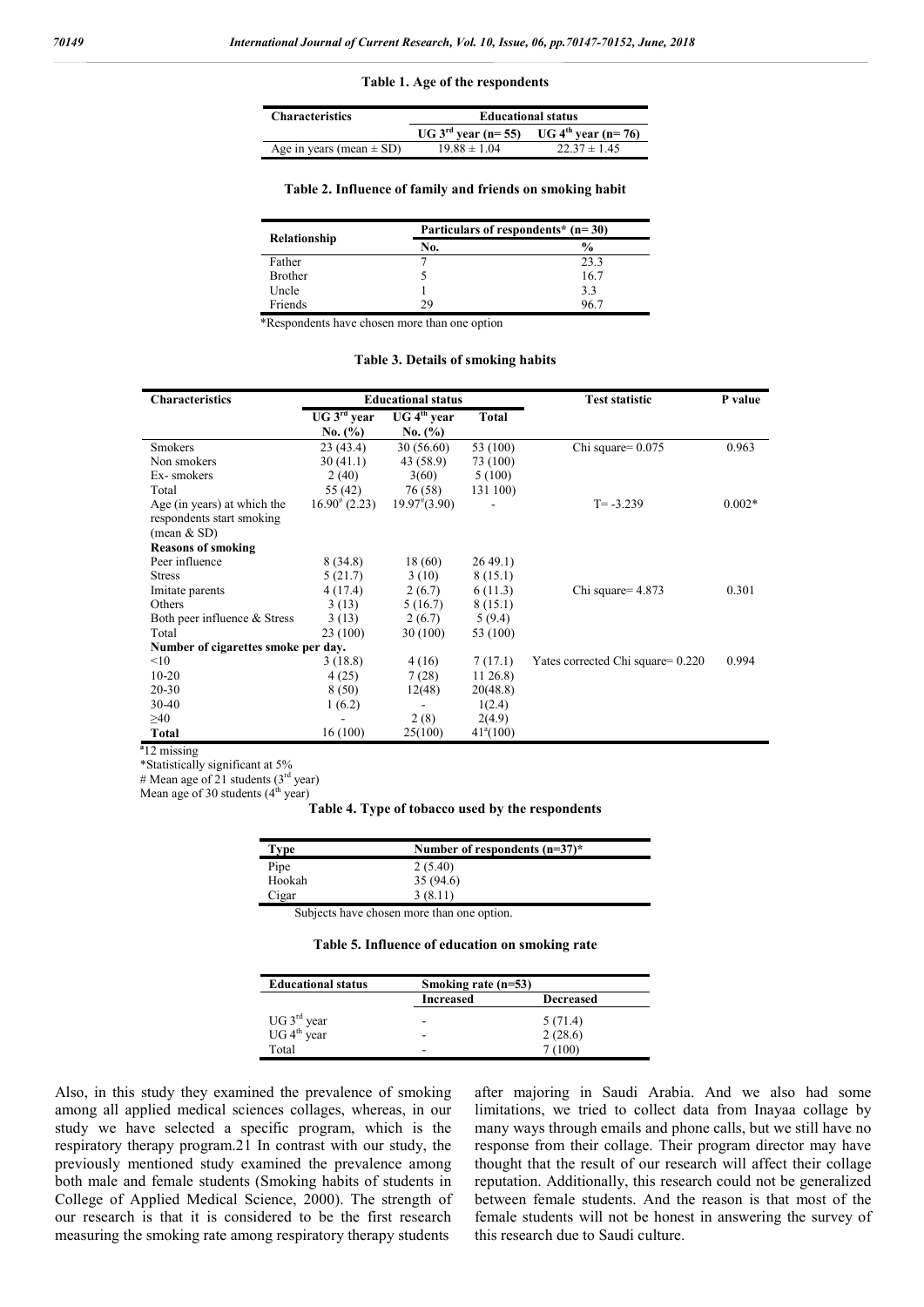**Table 1. Age of the respondents**

| Characteristics | Educational status | |
|---|---|---|
| | UG 3rd year (n= 55) | UG 4th year (n= 76) |
| Age in years (mean ± SD) | 19.88 ± 1.04 | 22.37 ± 1.45 |

**Table 2. Influence of family and friends on smoking habit**

| Relationship | Particulars of respondents* (n= 30) | |
|---|---|---|
| | No. | % |
| Father | 7 | 23.3 |
| Brother | 5 | 16.7 |
| Uncle | 1 | 3.3 |
| Friends | 29 | 96.7 |

*Respondents have chosen more than one option

**Table 3. Details of smoking habits**

| Characteristics | Educational status | | | Test statistic | P value |
|---|---|---|---|---|---|
| | UG 3rd year No. (%) | UG 4th year No. (%) | Total | | |
| Smokers | 23 (43.4) | 30 (56.60) | 53 (100) | Chi square= 0.075 | 0.963 |
| Non smokers | 30 (41.1) | 43 (58.9) | 73 (100) | | |
| Ex- smokers | 2 (40) | 3(60) | 5 (100) | | |
| Total | 55 (42) | 76 (58) | 131 100) | | |
| Age (in years) at which the respondents start smoking (mean & SD) | 16.90# (2.23) | 19.97#(3.90) | - | T= -3.239 | 0.002* |
| **Reasons of smoking** | | | | | |
| Peer influence | 8 (34.8) | 18 (60) | 26 49.1) | | |
| Stress | 5 (21.7) | 3 (10) | 8 (15.1) | | |
| Imitate parents | 4 (17.4) | 2 (6.7) | 6 (11.3) | Chi square= 4.873 | 0.301 |
| Others | 3 (13) | 5 (16.7) | 8 (15.1) | | |
| Both peer influence & Stress | 3 (13) | 2 (6.7) | 5 (9.4) | | |
| Total | 23 (100) | 30 (100) | 53 (100) | | |
| **Number of cigarettes smoke per day.** | | | | | |
| <10 | 3 (18.8) | 4 (16) | 7 (17.1) | Yates corrected Chi square= 0.220 | 0.994 |
| 10-20 | 4 (25) | 7 (28) | 11 26.8) | | |
| 20-30 | 8 (50) | 12(48) | 20(48.8) | | |
| 30-40 | 1 (6.2) | - | 1(2.4) | | |
| ≥40 | - | 2 (8) | 2(4.9) | | |
| **Total** | 16 (100) | 25(100) | 41a(100) | | |

a12 missing
*Statistically significant at 5%
# Mean age of 21 students (3rd year)
Mean age of 30 students (4th year)

**Table 4. Type of tobacco used by the respondents**

| Type | Number of respondents (n=37)* |
|---|---|
| Pipe | 2 (5.40) |
| Hookah | 35 (94.6) |
| Cigar | 3 (8.11) |

Subjects have chosen more than one option.

**Table 5. Influence of education on smoking rate**

| Educational status | Smoking rate (n=53) | |
|---|---|---|
| | Increased | Decreased |
| UG 3rd year | - | 5 (71.4) |
| UG 4th year | - | 2 (28.6) |
| Total | - | 7 (100) |

Also, in this study they examined the prevalence of smoking among all applied medical sciences collages, whereas, in our study we have selected a specific program, which is the respiratory therapy program.21 In contrast with our study, the previously mentioned study examined the prevalence among both male and female students (Smoking habits of students in College of Applied Medical Science, 2000). The strength of our research is that it is considered to be the first research measuring the smoking rate among respiratory therapy students after majoring in Saudi Arabia. And we also had some limitations, we tried to collect data from Inayaa collage by many ways through emails and phone calls, but we still have no response from their collage. Their program director may have thought that the result of our research will affect their collage reputation. Additionally, this research could not be generalized between female students. And the reason is that most of the female students will not be honest in answering the survey of this research due to Saudi culture.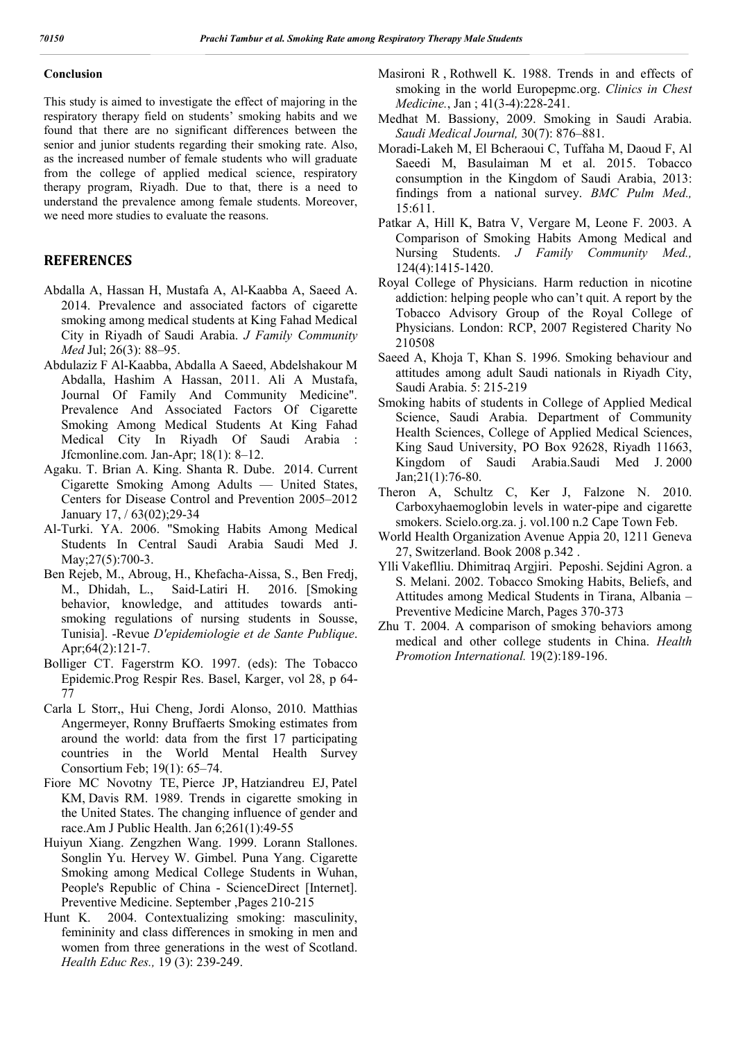### Conclusion

This study is aimed to investigate the effect of majoring in the respiratory therapy field on students' smoking habits and we found that there are no significant differences between the senior and junior students regarding their smoking rate. Also, as the increased number of female students who will graduate from the college of applied medical science, respiratory therapy program, Riyadh. Due to that, there is a need to understand the prevalence among female students. Moreover, we need more studies to evaluate the reasons.

## REFERENCES

Abdalla A, Hassan H, Mustafa A, Al-Kaabba A, Saeed A. 2014. Prevalence and associated factors of cigarette smoking among medical students at King Fahad Medical City in Riyadh of Saudi Arabia. *J Family Community Med* Jul; 26(3): 88–95.

Abdulaziz F Al-Kaabba, Abdalla A Saeed, Abdelshakour M Abdalla, Hashim A Hassan, 2011. Ali A Mustafa, Journal Of Family And Community Medicine". Prevalence And Associated Factors Of Cigarette Smoking Among Medical Students At King Fahad Medical City In Riyadh Of Saudi Arabia : Jfcmonline.com. Jan-Apr; 18(1): 8–12.

Agaku. T. Brian A. King. Shanta R. Dube. 2014. Current Cigarette Smoking Among Adults — United States, Centers for Disease Control and Prevention 2005–2012 January 17, / 63(02);29-34

Al-Turki. YA. 2006. "Smoking Habits Among Medical Students In Central Saudi Arabia Saudi Med J. May;27(5):700-3.

Ben Rejeb, M., Abroug, H., Khefacha-Aissa, S., Ben Fredj, M., Dhidah, L., Said-Latiri H. 2016. [Smoking behavior, knowledge, and attitudes towards anti-smoking regulations of nursing students in Sousse, Tunisia]. -Revue *D'epidemiologie et de Sante Publique*. Apr;64(2):121-7.

Bolliger CT. Fagerstrm KO. 1997. (eds): The Tobacco Epidemic.Prog Respir Res. Basel, Karger, vol 28, p 64-77

Carla L Storr,, Hui Cheng, Jordi Alonso, 2010. Matthias Angermeyer, Ronny Bruffaerts Smoking estimates from around the world: data from the first 17 participating countries in the World Mental Health Survey Consortium Feb; 19(1): 65–74.

Fiore MC Novotny TE, Pierce JP, Hatziandreu EJ, Patel KM, Davis RM. 1989. Trends in cigarette smoking in the United States. The changing influence of gender and race.Am J Public Health. Jan 6;261(1):49-55

Huiyun Xiang. Zengzhen Wang. 1999. Lorann Stallones. Songlin Yu. Hervey W. Gimbel. Puna Yang. Cigarette Smoking among Medical College Students in Wuhan, People's Republic of China - ScienceDirect [Internet]. Preventive Medicine. September ,Pages 210-215

Hunt K. 2004. Contextualizing smoking: masculinity, femininity and class differences in smoking in men and women from three generations in the west of Scotland. *Health Educ Res.,* 19 (3): 239-249.

Masironi R , Rothwell K. 1988. Trends in and effects of smoking in the world Europepmc.org. *Clinics in Chest Medicine.*, Jan ; 41(3-4):228-241.

Medhat M. Bassiony, 2009. Smoking in Saudi Arabia. *Saudi Medical Journal,* 30(7): 876–881.

Moradi-Lakeh M, El Bcheraoui C, Tuffaha M, Daoud F, Al Saeedi M, Basulaiman M et al. 2015. Tobacco consumption in the Kingdom of Saudi Arabia, 2013: findings from a national survey. *BMC Pulm Med.,* 15:611.

Patkar A, Hill K, Batra V, Vergare M, Leone F. 2003. A Comparison of Smoking Habits Among Medical and Nursing Students. *J Family Community Med.,* 124(4):1415-1420.

Royal College of Physicians. Harm reduction in nicotine addiction: helping people who can't quit. A report by the Tobacco Advisory Group of the Royal College of Physicians. London: RCP, 2007 Registered Charity No 210508

Saeed A, Khoja T, Khan S. 1996. Smoking behaviour and attitudes among adult Saudi nationals in Riyadh City, Saudi Arabia. 5: 215-219

Smoking habits of students in College of Applied Medical Science, Saudi Arabia. Department of Community Health Sciences, College of Applied Medical Sciences, King Saud University, PO Box 92628, Riyadh 11663, Kingdom of Saudi Arabia.Saudi Med J. 2000 Jan;21(1):76-80.

Theron A, Schultz C, Ker J, Falzone N. 2010. Carboxyhaemoglobin levels in water-pipe and cigarette smokers. Scielo.org.za. j. vol.100 n.2 Cape Town Feb.

World Health Organization Avenue Appia 20, 1211 Geneva 27, Switzerland. Book 2008 p.342 .

Ylli Vakeflliu. Dhimitraq Argjiri. Peposhi. Sejdini Agron. a S. Melani. 2002. Tobacco Smoking Habits, Beliefs, and Attitudes among Medical Students in Tirana, Albania – Preventive Medicine March, Pages 370-373

Zhu T. 2004. A comparison of smoking behaviors among medical and other college students in China. *Health Promotion International.* 19(2):189-196.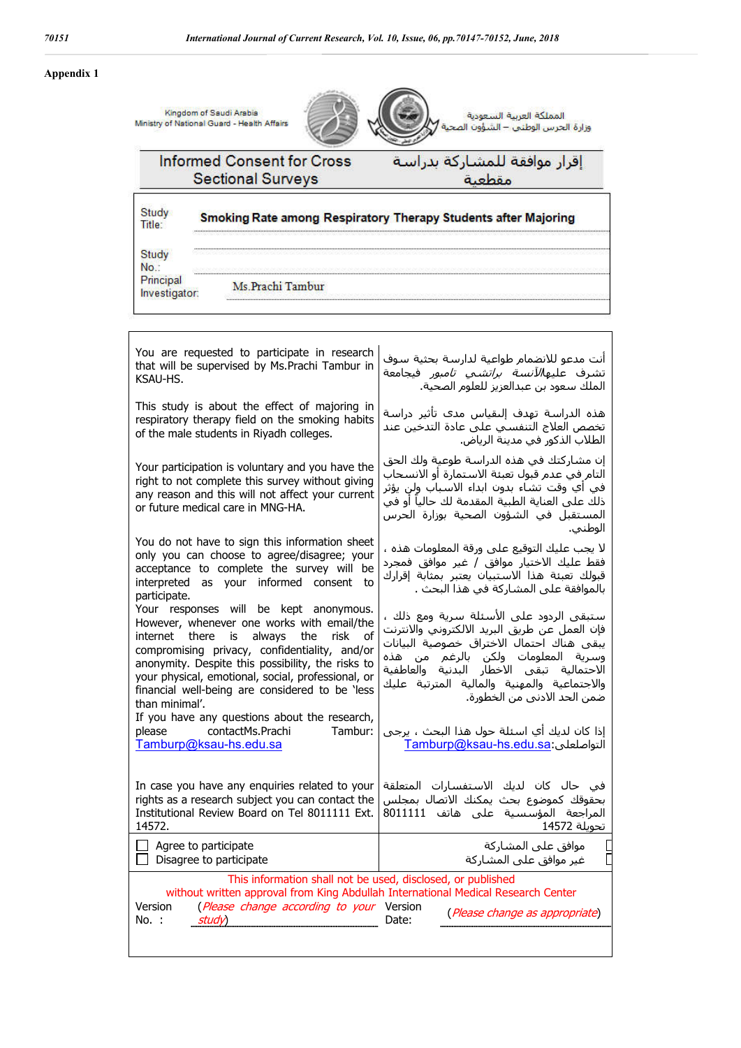**Appendix 1**

Kingdom of Saudi Arabia
Ministry of National Guard - Health Affairs

المملكة العربية السعودية
وزارة الحرس الوطني – الشؤون الصحية

## Informed Consent for Cross Sectional Surveys

## إقرار موافقة للمشاركة بدراسة مقطعية

| | |
|---|---|
| Study Title: | **Smoking Rate among Respiratory Therapy Students after Majoring** |
| Study No.: | |
| Principal Investigator: | Ms.Prachi Tambur |

| | |
|---|---|
| You are requested to participate in research that will be supervised by Ms.Prachi Tambur in KSAU-HS. | أنت مدعو للانضمام طواعية لدراسة بحثية سوف تشرف عليها*الآنسة براتشي تامبور* فيجامعة الملك سعود بن عبدالعزيز للعلوم الصحية. |
| This study is about the effect of majoring in respiratory therapy field on the smoking habits of the male students in Riyadh colleges. | هذه الدراسة تهدف إلىقياس مدى تأثير دراسة تخصص العلاج التنفسي على عادة التدخين عند الطلاب الذكور في مدينة الرياض. |
| Your participation is voluntary and you have the right to not complete this survey without giving any reason and this will not affect your current or future medical care in MNG-HA. | إن مشاركتك في هذه الدراسة طوعية ولك الحق التام في عدم قبول تعبئة الاستمارة أو الانسحاب في أي وقت تشاء بدون ابداء الاسباب ولن يؤثر ذلك على العناية الطبية المقدمة لك حالياً أو في المستقبل في الشؤون الصحية بوزارة الحرس الوطني. |
| You do not have to sign this information sheet only you can choose to agree/disagree; your acceptance to complete the survey will be interpreted as your informed consent to participate. | لا يجب عليك التوقيع على ورقة المعلومات هذه ، فقط عليك الاختيار موافق / غير موافق فمجرد قبولك تعبئة هذا الاستبيان يعتبر بمثابة إقرار بالموافقة على المشاركة في هذا البحث . |
| Your responses will be kept anonymous. However, whenever one works with email/the internet there is always the risk of compromising privacy, confidentiality, and/or anonymity. Despite this possibility, the risks to your physical, emotional, social, professional, or financial well-being are considered to be 'less than minimal'. | ستبقى الردود على الأسئلة سرية ومع ذلك ، فإن العمل عن طريق البريد الالكتروني والانترنت يبقى هناك احتمال الاختراق خصوصية البيانات وسرية المعلومات ولكن بالرغم من هذه الاحتمالية تبقى الاخطار البدنية والعاطفية والاجتماعية والمهنية والمالية المترتبة عليك ضمن الحد الادنى من الخطورة. |
| If you have any questions about the research, please contactMs.Prachi Tambur: Tamburp@ksau-hs.edu.sa | إذا كان لديك أي اسئلة حول هذا البحث ، يرجى التواصل:Tamburp@ksau-hs.edu.sa |
| In case you have any enquiries related to your rights as a research subject you can contact the Institutional Review Board on Tel 8011111 Ext. 14572. | في حال كان لديك الاستفسارات المتعلقة بحقوقك كموضوع بحث يمكنك الاتصال بمجلس المراجعة المؤسسية على هاتف 8011111 تحويلة 14572 |
| ☐ Agree to participate<br>☐ Disagree to participate | موافق على المشاركة ☐<br>غير موافق على المشاركة ☐ |

This information shall not be used, disclosed, or published without written approval from King Abdullah International Medical Research Center

| | | | |
|---|---|---|---|
| Version No. : | (*Please change according to your study*) | Version Date: | (*Please change as appropriate*) |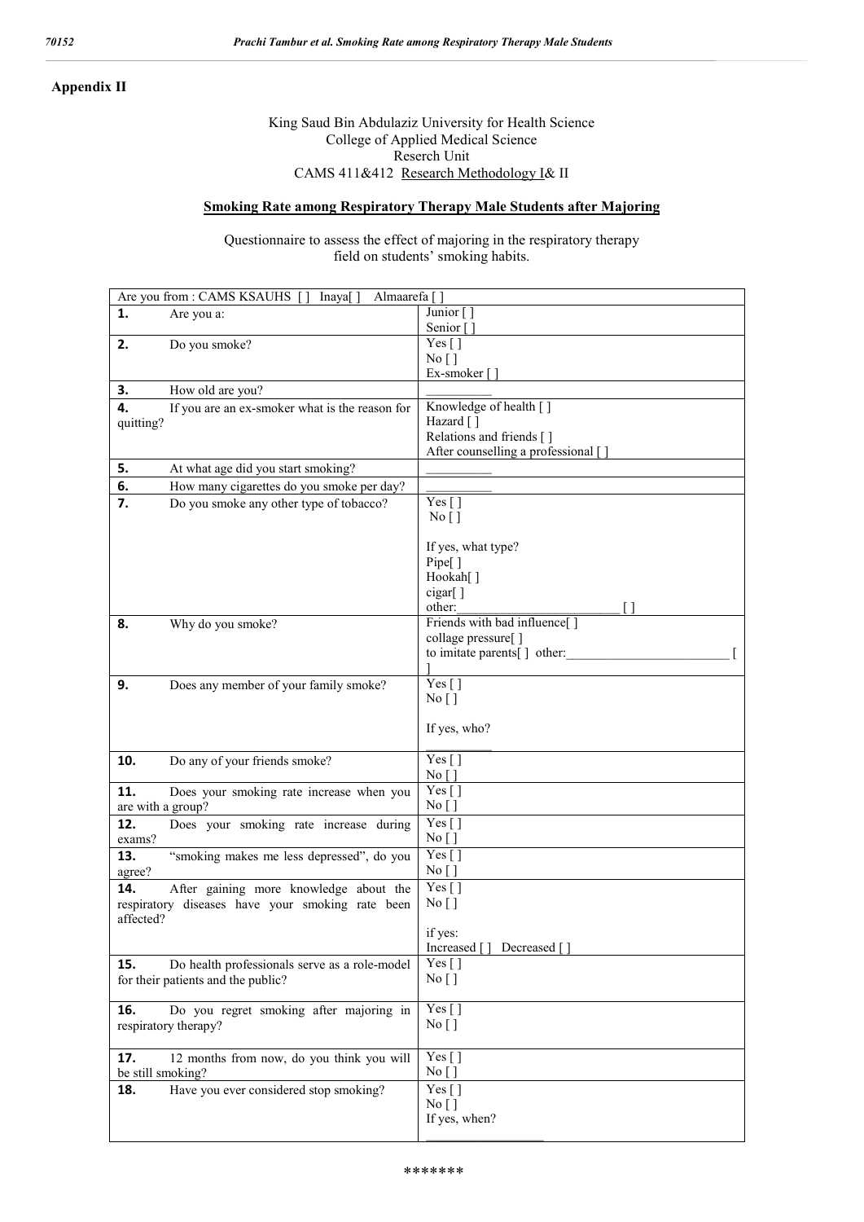## Appendix II

King Saud Bin Abdulaziz University for Health Science
College of Applied Medical Science
Reserch Unit
CAMS 411&412 Research Methodology I& II

**Smoking Rate among Respiratory Therapy Male Students after Majoring**

Questionnaire to assess the effect of majoring in the respiratory therapy field on students' smoking habits.

| Are you from : CAMS KSAUHS [ ] Inaya[ ] Almaarefa [ ] | |
|---|---|
| **1.** Are you a: | Junior [ ]<br>Senior [ ] |
| **2.** Do you smoke? | Yes [ ]<br>No [ ]<br>Ex-smoker [ ] |
| **3.** How old are you? | __________ |
| **4.** If you are an ex-smoker what is the reason for quitting? | Knowledge of health [ ]<br>Hazard [ ]<br>Relations and friends [ ]<br>After counselling a professional [ ] |
| **5.** At what age did you start smoking? | __________ |
| **6.** How many cigarettes do you smoke per day? | __________ |
| **7.** Do you smoke any other type of tobacco? | Yes [ ]<br>No [ ]<br><br>If yes, what type?<br>Pipe[ ]<br>Hookah[ ]<br>cigar[ ]<br>other:________________________ [ ] |
| **8.** Why do you smoke? | Friends with bad influence[ ]<br>collage pressure[ ]<br>to imitate parents[ ] other:________________________ [ ] |
| **9.** Does any member of your family smoke? | Yes [ ]<br>No [ ]<br><br>If yes, who?<br>__________ |
| **10.** Do any of your friends smoke? | Yes [ ]<br>No [ ] |
| **11.** Does your smoking rate increase when you are with a group? | Yes [ ]<br>No [ ] |
| **12.** Does your smoking rate increase during exams? | Yes [ ]<br>No [ ] |
| **13.** "smoking makes me less depressed", do you agree? | Yes [ ]<br>No [ ] |
| **14.** After gaining more knowledge about the respiratory diseases have your smoking rate been affected? | Yes [ ]<br>No [ ]<br><br>if yes:<br>Increased [ ] Decreased [ ] |
| **15.** Do health professionals serve as a role-model for their patients and the public? | Yes [ ]<br>No [ ] |
| **16.** Do you regret smoking after majoring in respiratory therapy? | Yes [ ]<br>No [ ] |
| **17.** 12 months from now, do you think you will be still smoking? | Yes [ ]<br>No [ ] |
| **18.** Have you ever considered stop smoking? | Yes [ ]<br>No [ ]<br>If yes, when?<br>__________________ |

\*\*\*\*\*\*\*